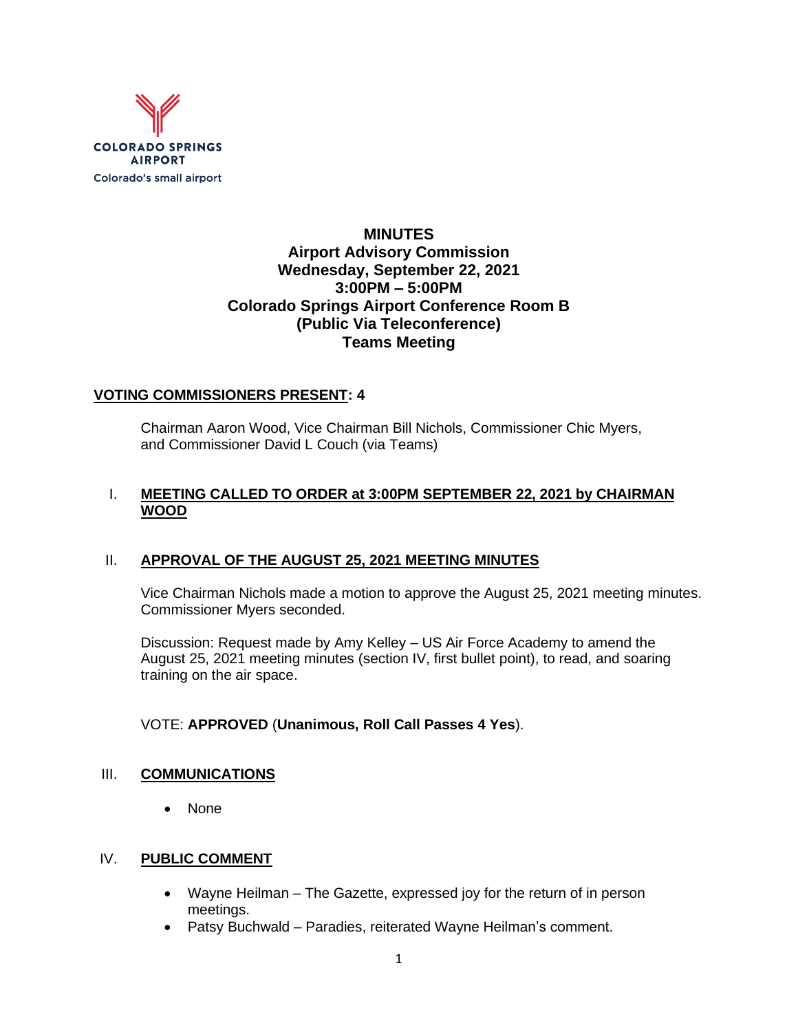COLORADO SPRINGS AIRPORT
Colorado's small airport

# MINUTES
## Airport Advisory Commission
**Wednesday, September 22, 2021**
**3:00PM – 5:00PM**
**Colorado Springs Airport Conference Room B**
**(Public Via Teleconference)**
**Teams Meeting**

**VOTING COMMISSIONERS PRESENT: 4**

Chairman Aaron Wood, Vice Chairman Bill Nichols, Commissioner Chic Myers, and Commissioner David L Couch (via Teams)

I. **MEETING CALLED TO ORDER at 3:00PM SEPTEMBER 22, 2021 by CHAIRMAN WOOD**

II. **APPROVAL OF THE AUGUST 25, 2021 MEETING MINUTES**

Vice Chairman Nichols made a motion to approve the August 25, 2021 meeting minutes. Commissioner Myers seconded.

Discussion: Request made by Amy Kelley – US Air Force Academy to amend the August 25, 2021 meeting minutes (section IV, first bullet point), to read, and soaring training on the air space.

VOTE: **APPROVED** (**Unanimous, Roll Call Passes 4 Yes**).

III. **COMMUNICATIONS**

- None

IV. **PUBLIC COMMENT**

- Wayne Heilman – The Gazette, expressed joy for the return of in person meetings.
- Patsy Buchwald – Paradies, reiterated Wayne Heilman's comment.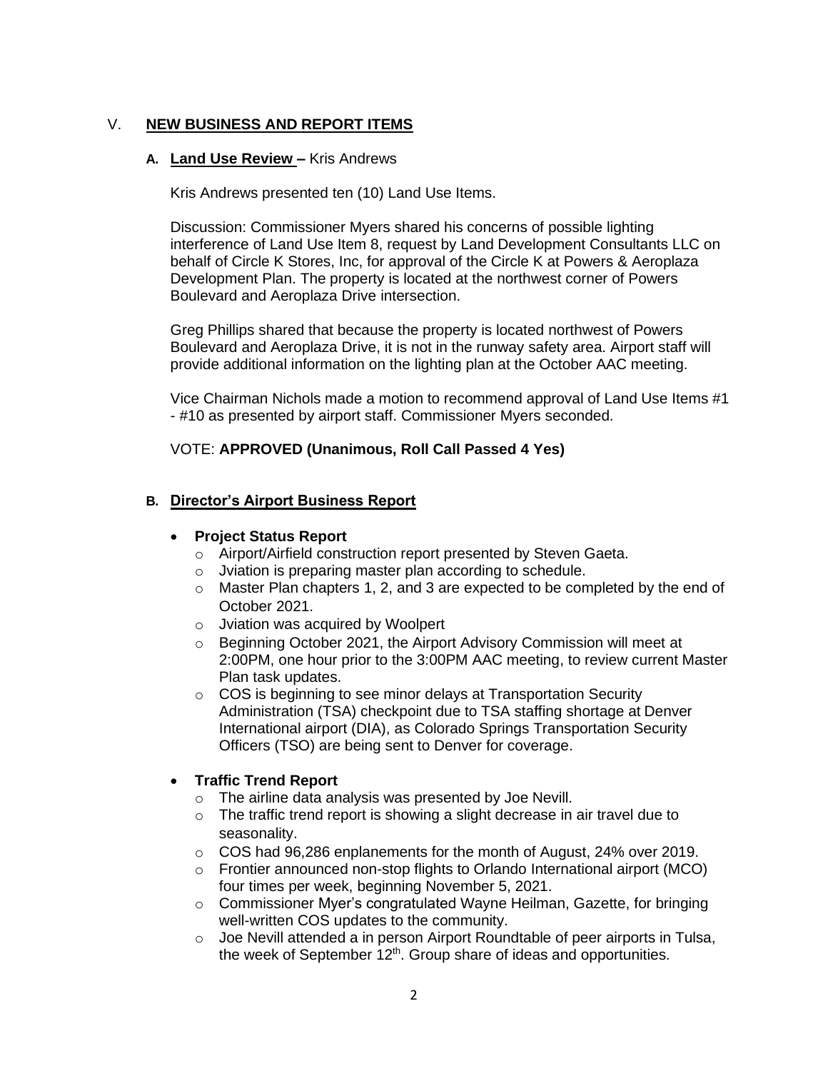## V. NEW BUSINESS AND REPORT ITEMS

### A. Land Use Review – Kris Andrews

Kris Andrews presented ten (10) Land Use Items.

Discussion: Commissioner Myers shared his concerns of possible lighting interference of Land Use Item 8, request by Land Development Consultants LLC on behalf of Circle K Stores, Inc, for approval of the Circle K at Powers & Aeroplaza Development Plan. The property is located at the northwest corner of Powers Boulevard and Aeroplaza Drive intersection.

Greg Phillips shared that because the property is located northwest of Powers Boulevard and Aeroplaza Drive, it is not in the runway safety area. Airport staff will provide additional information on the lighting plan at the October AAC meeting.

Vice Chairman Nichols made a motion to recommend approval of Land Use Items #1 - #10 as presented by airport staff. Commissioner Myers seconded.

VOTE: **APPROVED (Unanimous, Roll Call Passed 4 Yes)**

### B. Director's Airport Business Report

- **Project Status Report**
  - Airport/Airfield construction report presented by Steven Gaeta.
  - Jviation is preparing master plan according to schedule.
  - Master Plan chapters 1, 2, and 3 are expected to be completed by the end of October 2021.
  - Jviation was acquired by Woolpert
  - Beginning October 2021, the Airport Advisory Commission will meet at 2:00PM, one hour prior to the 3:00PM AAC meeting, to review current Master Plan task updates.
  - COS is beginning to see minor delays at Transportation Security Administration (TSA) checkpoint due to TSA staffing shortage at Denver International airport (DIA), as Colorado Springs Transportation Security Officers (TSO) are being sent to Denver for coverage.

- **Traffic Trend Report**
  - The airline data analysis was presented by Joe Nevill.
  - The traffic trend report is showing a slight decrease in air travel due to seasonality.
  - COS had 96,286 enplanements for the month of August, 24% over 2019.
  - Frontier announced non-stop flights to Orlando International airport (MCO) four times per week, beginning November 5, 2021.
  - Commissioner Myer's congratulated Wayne Heilman, Gazette, for bringing well-written COS updates to the community.
  - Joe Nevill attended a in person Airport Roundtable of peer airports in Tulsa, the week of September 12th. Group share of ideas and opportunities.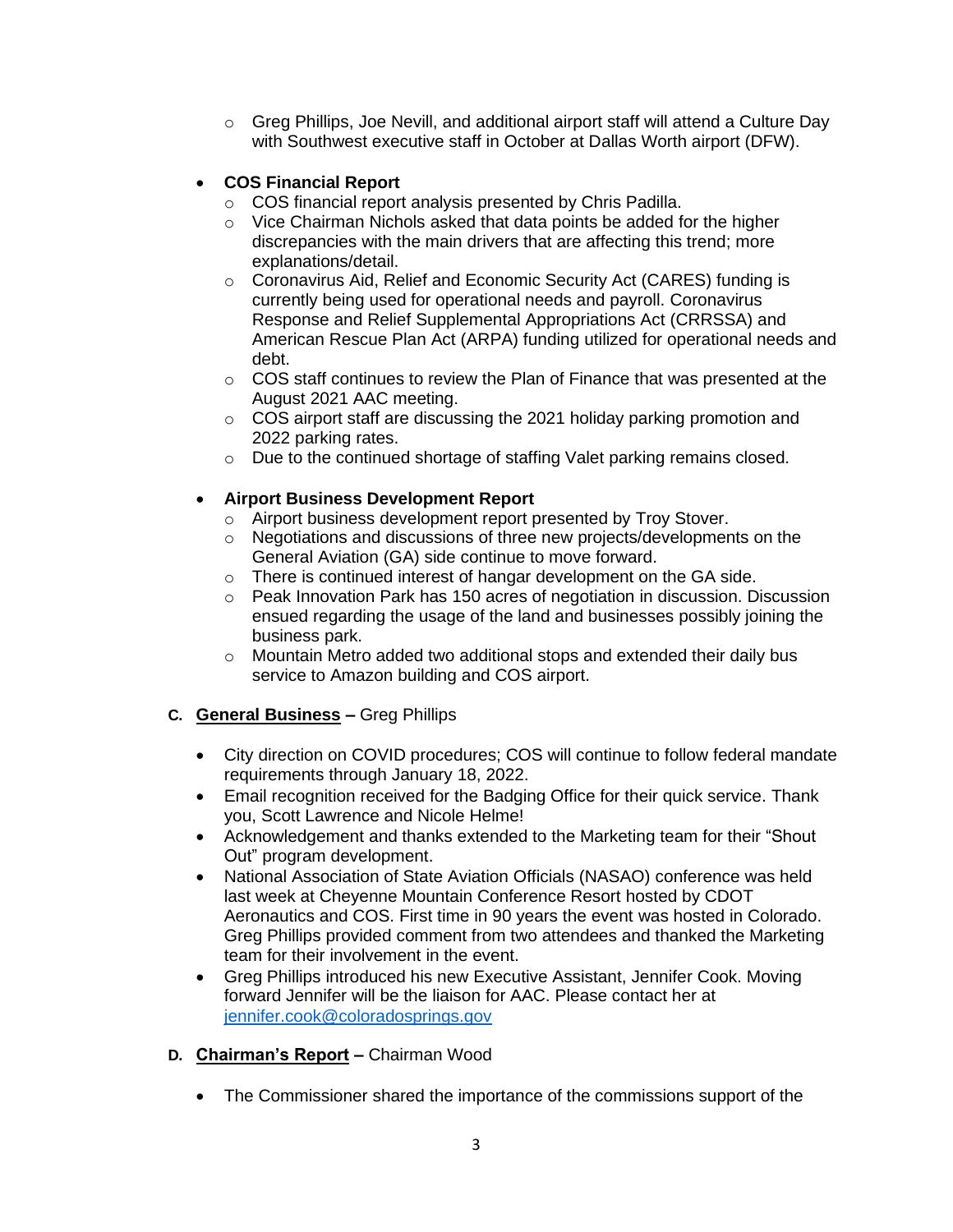- Greg Phillips, Joe Nevill, and additional airport staff will attend a Culture Day with Southwest executive staff in October at Dallas Worth airport (DFW).

- **COS Financial Report**
  - COS financial report analysis presented by Chris Padilla.
  - Vice Chairman Nichols asked that data points be added for the higher discrepancies with the main drivers that are affecting this trend; more explanations/detail.
  - Coronavirus Aid, Relief and Economic Security Act (CARES) funding is currently being used for operational needs and payroll. Coronavirus Response and Relief Supplemental Appropriations Act (CRRSSA) and American Rescue Plan Act (ARPA) funding utilized for operational needs and debt.
  - COS staff continues to review the Plan of Finance that was presented at the August 2021 AAC meeting.
  - COS airport staff are discussing the 2021 holiday parking promotion and 2022 parking rates.
  - Due to the continued shortage of staffing Valet parking remains closed.

- **Airport Business Development Report**
  - Airport business development report presented by Troy Stover.
  - Negotiations and discussions of three new projects/developments on the General Aviation (GA) side continue to move forward.
  - There is continued interest of hangar development on the GA side.
  - Peak Innovation Park has 150 acres of negotiation in discussion. Discussion ensued regarding the usage of the land and businesses possibly joining the business park.
  - Mountain Metro added two additional stops and extended their daily bus service to Amazon building and COS airport.

**C. <u>General Business</u> –** Greg Phillips

- City direction on COVID procedures; COS will continue to follow federal mandate requirements through January 18, 2022.
- Email recognition received for the Badging Office for their quick service. Thank you, Scott Lawrence and Nicole Helme!
- Acknowledgement and thanks extended to the Marketing team for their "Shout Out" program development.
- National Association of State Aviation Officials (NASAO) conference was held last week at Cheyenne Mountain Conference Resort hosted by CDOT Aeronautics and COS. First time in 90 years the event was hosted in Colorado. Greg Phillips provided comment from two attendees and thanked the Marketing team for their involvement in the event.
- Greg Phillips introduced his new Executive Assistant, Jennifer Cook. Moving forward Jennifer will be the liaison for AAC. Please contact her at jennifer.cook@coloradosprings.gov

**D. <u>Chairman's Report</u> –** Chairman Wood

- The Commissioner shared the importance of the commissions support of the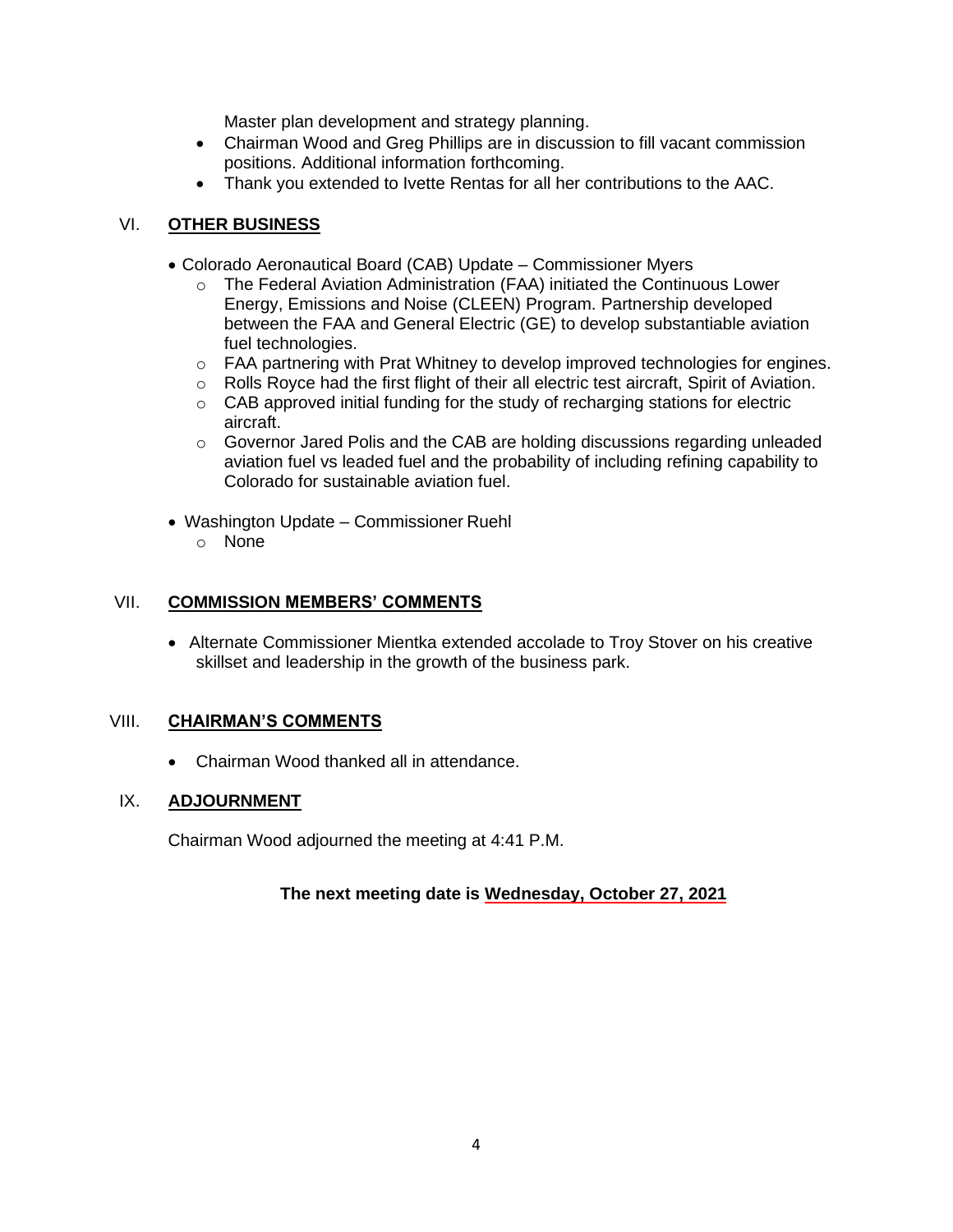Master plan development and strategy planning.

- Chairman Wood and Greg Phillips are in discussion to fill vacant commission positions. Additional information forthcoming.
- Thank you extended to Ivette Rentas for all her contributions to the AAC.

## VI. OTHER BUSINESS

- Colorado Aeronautical Board (CAB) Update – Commissioner Myers
  - The Federal Aviation Administration (FAA) initiated the Continuous Lower Energy, Emissions and Noise (CLEEN) Program. Partnership developed between the FAA and General Electric (GE) to develop substantiable aviation fuel technologies.
  - FAA partnering with Prat Whitney to develop improved technologies for engines.
  - Rolls Royce had the first flight of their all electric test aircraft, Spirit of Aviation.
  - CAB approved initial funding for the study of recharging stations for electric aircraft.
  - Governor Jared Polis and the CAB are holding discussions regarding unleaded aviation fuel vs leaded fuel and the probability of including refining capability to Colorado for sustainable aviation fuel.
- Washington Update – Commissioner Ruehl
  - None

## VII. COMMISSION MEMBERS' COMMENTS

- Alternate Commissioner Mientka extended accolade to Troy Stover on his creative skillset and leadership in the growth of the business park.

## VIII. CHAIRMAN'S COMMENTS

- Chairman Wood thanked all in attendance.

## IX. ADJOURNMENT

Chairman Wood adjourned the meeting at 4:41 P.M.

**The next meeting date is Wednesday, October 27, 2021**